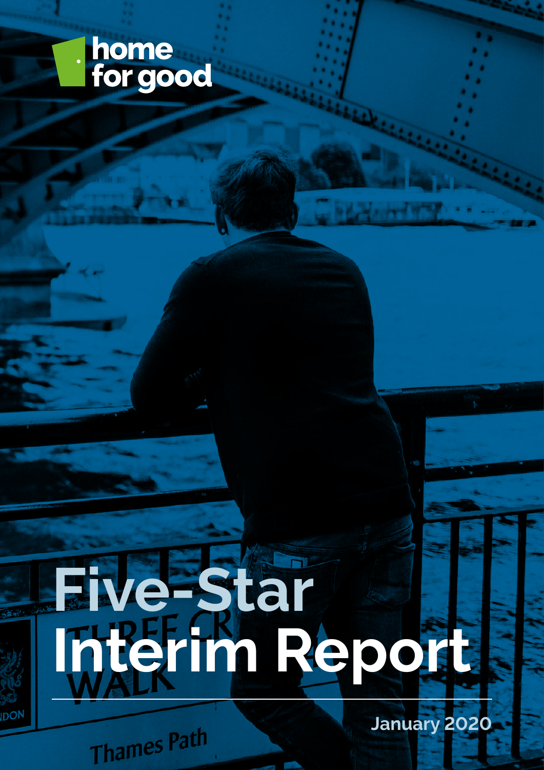home for good

# Five-Star Interim Report

January 2020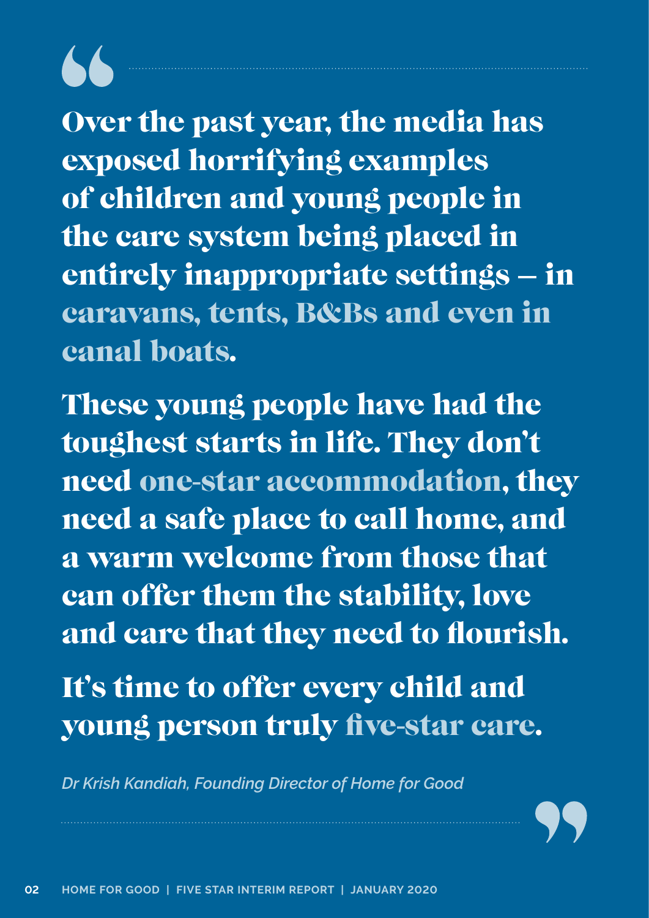> **Over the past year, the media has exposed horrifying examples of children and young people in the care system being placed in entirely inappropriate settings – in caravans, tents, B&Bs and even in canal boats.**
>
> **These young people have had the toughest starts in life. They don't need one-star accommodation, they need a safe place to call home, and a warm welcome from those that can offer them the stability, love and care that they need to flourish.**
>
> **It's time to offer every child and young person truly five-star care.**
>
> *Dr Krish Kandiah, Founding Director of Home for Good*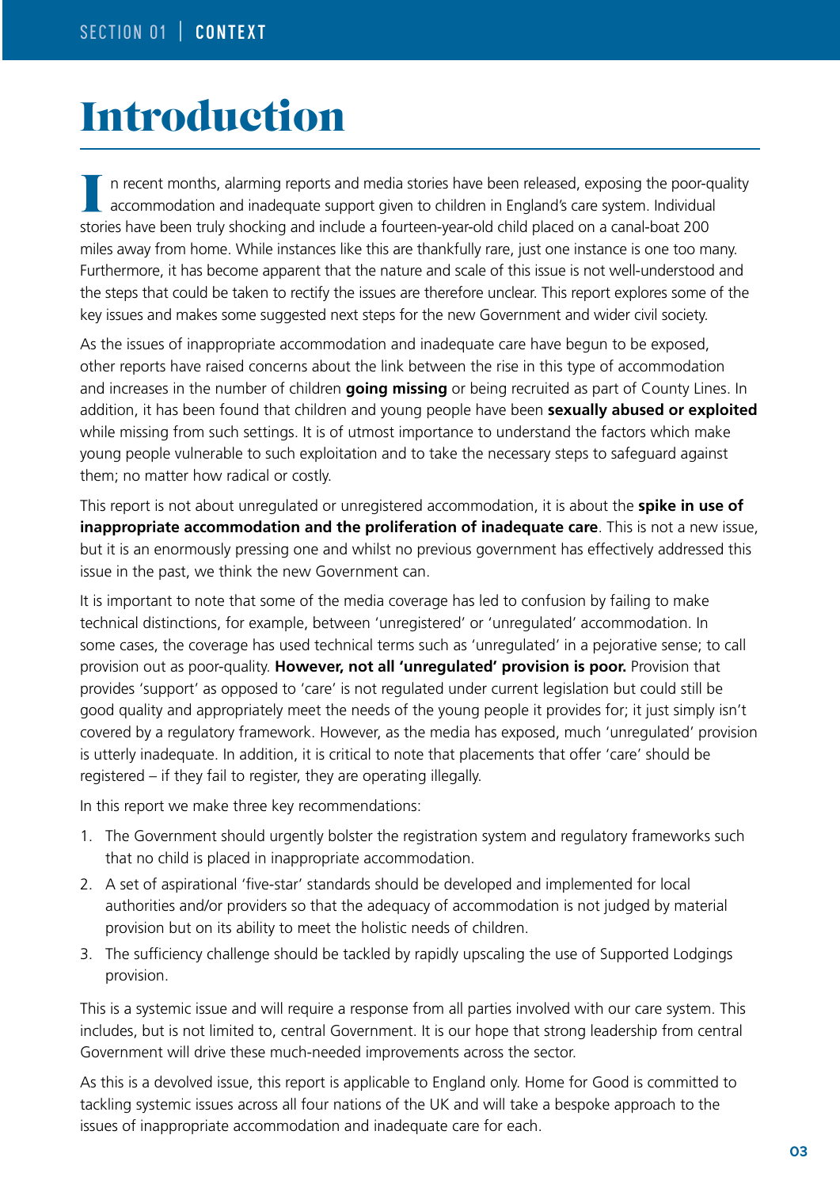# Introduction

In recent months, alarming reports and media stories have been released, exposing the poor-quality accommodation and inadequate support given to children in England's care system. Individual stories have been truly shocking and include a fourteen-year-old child placed on a canal-boat 200 miles away from home. While instances like this are thankfully rare, just one instance is one too many. Furthermore, it has become apparent that the nature and scale of this issue is not well-understood and the steps that could be taken to rectify the issues are therefore unclear. This report explores some of the key issues and makes some suggested next steps for the new Government and wider civil society.

As the issues of inappropriate accommodation and inadequate care have begun to be exposed, other reports have raised concerns about the link between the rise in this type of accommodation and increases in the number of children **going missing** or being recruited as part of County Lines. In addition, it has been found that children and young people have been **sexually abused or exploited** while missing from such settings. It is of utmost importance to understand the factors which make young people vulnerable to such exploitation and to take the necessary steps to safeguard against them; no matter how radical or costly.

This report is not about unregulated or unregistered accommodation, it is about the **spike in use of inappropriate accommodation and the proliferation of inadequate care**. This is not a new issue, but it is an enormously pressing one and whilst no previous government has effectively addressed this issue in the past, we think the new Government can.

It is important to note that some of the media coverage has led to confusion by failing to make technical distinctions, for example, between 'unregistered' or 'unregulated' accommodation. In some cases, the coverage has used technical terms such as 'unregulated' in a pejorative sense; to call provision out as poor-quality. **However, not all 'unregulated' provision is poor.** Provision that provides 'support' as opposed to 'care' is not regulated under current legislation but could still be good quality and appropriately meet the needs of the young people it provides for; it just simply isn't covered by a regulatory framework. However, as the media has exposed, much 'unregulated' provision is utterly inadequate. In addition, it is critical to note that placements that offer 'care' should be registered – if they fail to register, they are operating illegally.

In this report we make three key recommendations:

1. The Government should urgently bolster the registration system and regulatory frameworks such that no child is placed in inappropriate accommodation.
2. A set of aspirational 'five-star' standards should be developed and implemented for local authorities and/or providers so that the adequacy of accommodation is not judged by material provision but on its ability to meet the holistic needs of children.
3. The sufficiency challenge should be tackled by rapidly upscaling the use of Supported Lodgings provision.

This is a systemic issue and will require a response from all parties involved with our care system. This includes, but is not limited to, central Government. It is our hope that strong leadership from central Government will drive these much-needed improvements across the sector.

As this is a devolved issue, this report is applicable to England only. Home for Good is committed to tackling systemic issues across all four nations of the UK and will take a bespoke approach to the issues of inappropriate accommodation and inadequate care for each.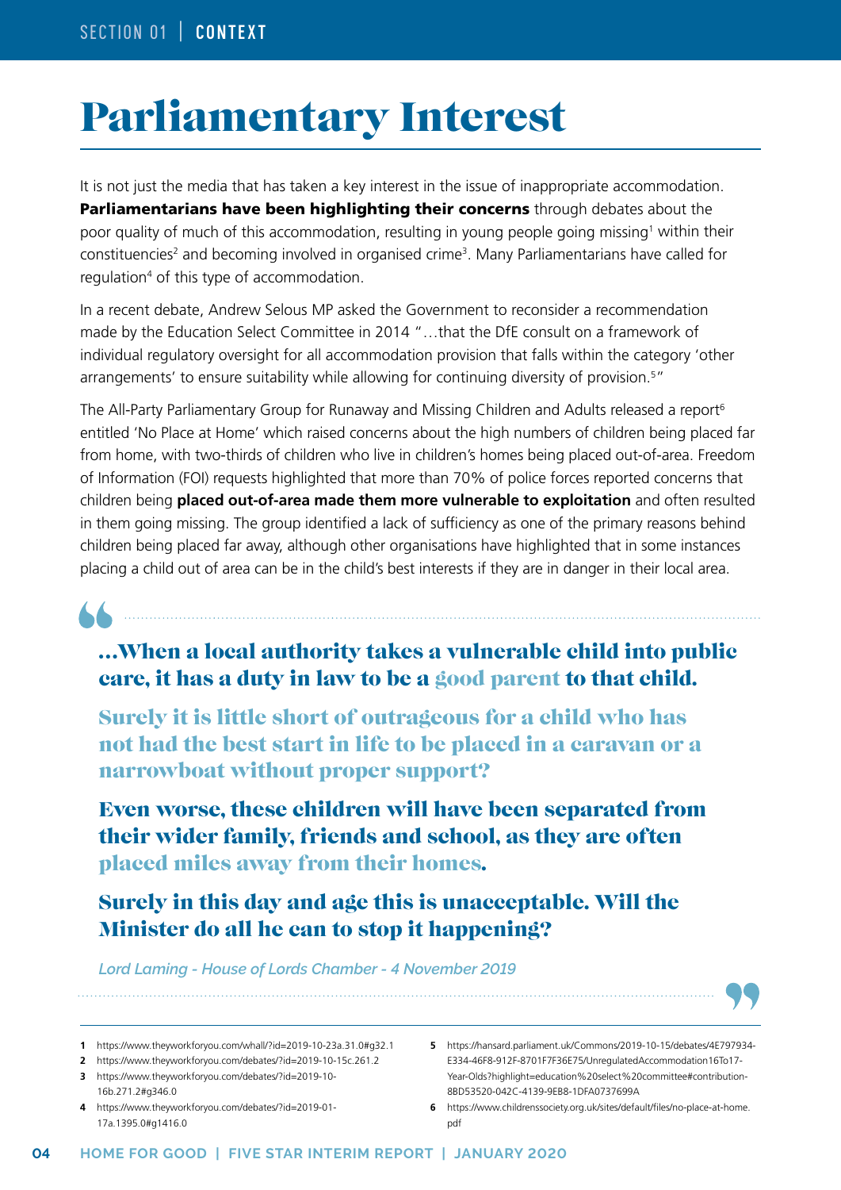# Parliamentary Interest

It is not just the media that has taken a key interest in the issue of inappropriate accommodation. **Parliamentarians have been highlighting their concerns** through debates about the poor quality of much of this accommodation, resulting in young people going missing[1] within their constituencies[2] and becoming involved in organised crime[3]. Many Parliamentarians have called for regulation[4] of this type of accommodation.

In a recent debate, Andrew Selous MP asked the Government to reconsider a recommendation made by the Education Select Committee in 2014 "…that the DfE consult on a framework of individual regulatory oversight for all accommodation provision that falls within the category 'other arrangements' to ensure suitability while allowing for continuing diversity of provision.[5]"

The All-Party Parliamentary Group for Runaway and Missing Children and Adults released a report[6] entitled 'No Place at Home' which raised concerns about the high numbers of children being placed far from home, with two-thirds of children who live in children's homes being placed out-of-area. Freedom of Information (FOI) requests highlighted that more than 70% of police forces reported concerns that children being **placed out-of-area made them more vulnerable to exploitation** and often resulted in them going missing. The group identified a lack of sufficiency as one of the primary reasons behind children being placed far away, although other organisations have highlighted that in some instances placing a child out of area can be in the child's best interests if they are in danger in their local area.

> **…When a local authority takes a vulnerable child into public care, it has a duty in law to be a good parent to that child.**
>
> **Surely it is little short of outrageous for a child who has not had the best start in life to be placed in a caravan or a narrowboat without proper support?**
>
> **Even worse, these children will have been separated from their wider family, friends and school, as they are often placed miles away from their homes.**
>
> **Surely in this day and age this is unacceptable. Will the Minister do all he can to stop it happening?**
>
> *Lord Laming - House of Lords Chamber - 4 November 2019*

1. https://www.theyworkforyou.com/whall/?id=2019-10-23a.31.0#g32.1
2. https://www.theyworkforyou.com/debates/?id=2019-10-15c.261.2
3. https://www.theyworkforyou.com/debates/?id=2019-10-16b.271.2#g346.0
4. https://www.theyworkforyou.com/debates/?id=2019-01-17a.1395.0#g1416.0
5. https://hansard.parliament.uk/Commons/2019-10-15/debates/4E797934-E334-46F8-912F-8701F7F36E75/UnregulatedAccommodation16To17-Year-Olds?highlight=education%20select%20committee#contribution-8BD53520-042C-4139-9EB8-1DFA0737699A
6. https://www.childrenssociety.org.uk/sites/default/files/no-place-at-home.pdf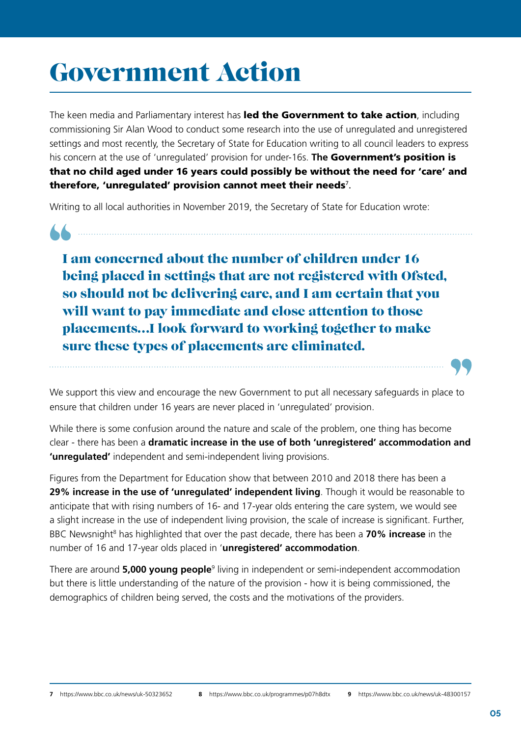# Government Action

The keen media and Parliamentary interest has **led the Government to take action**, including commissioning Sir Alan Wood to conduct some research into the use of unregulated and unregistered settings and most recently, the Secretary of State for Education writing to all council leaders to express his concern at the use of 'unregulated' provision for under-16s. **The Government's position is that no child aged under 16 years could possibly be without the need for 'care' and therefore, 'unregulated' provision cannot meet their needs**[7].

Writing to all local authorities in November 2019, the Secretary of State for Education wrote:

> **I am concerned about the number of children under 16 being placed in settings that are not registered with Ofsted, so should not be delivering care, and I am certain that you will want to pay immediate and close attention to those placements...I look forward to working together to make sure these types of placements are eliminated.**

We support this view and encourage the new Government to put all necessary safeguards in place to ensure that children under 16 years are never placed in 'unregulated' provision.

While there is some confusion around the nature and scale of the problem, one thing has become clear - there has been a **dramatic increase in the use of both 'unregistered' accommodation and 'unregulated'** independent and semi-independent living provisions.

Figures from the Department for Education show that between 2010 and 2018 there has been a **29% increase in the use of 'unregulated' independent living**. Though it would be reasonable to anticipate that with rising numbers of 16- and 17-year olds entering the care system, we would see a slight increase in the use of independent living provision, the scale of increase is significant. Further, BBC Newsnight[8] has highlighted that over the past decade, there has been a **70% increase** in the number of 16 and 17-year olds placed in '**unregistered' accommodation**.

There are around **5,000 young people**[9] living in independent or semi-independent accommodation but there is little understanding of the nature of the provision - how it is being commissioned, the demographics of children being served, the costs and the motivations of the providers.

**7** https://www.bbc.co.uk/news/uk-50323652 **8** https://www.bbc.co.uk/programmes/p07h8dtx **9** https://www.bbc.co.uk/news/uk-48300157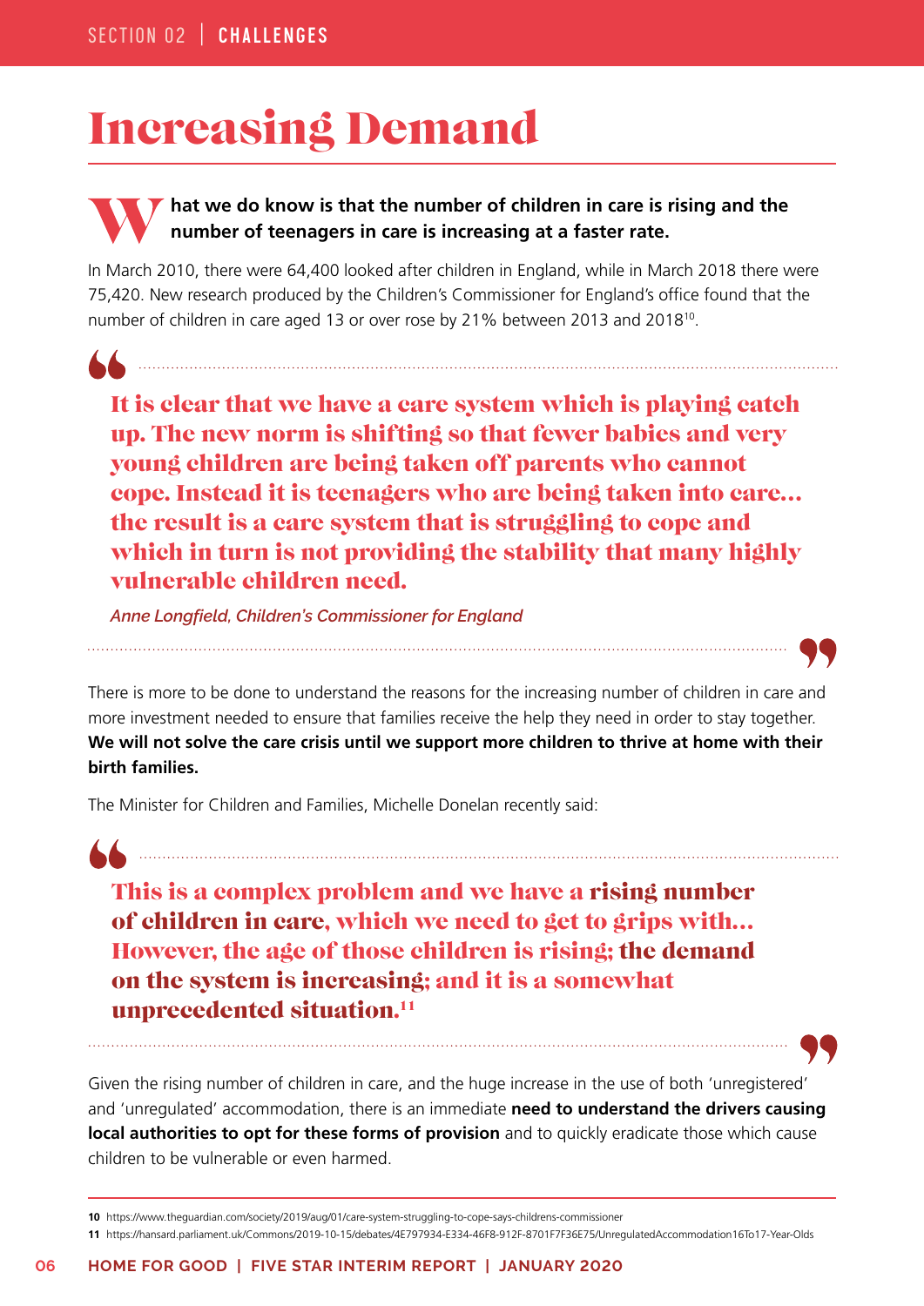# Increasing Demand

**What we do know is that the number of children in care is rising and the number of teenagers in care is increasing at a faster rate.**

In March 2010, there were 64,400 looked after children in England, while in March 2018 there were 75,420. New research produced by the Children's Commissioner for England's office found that the number of children in care aged 13 or over rose by 21% between 2013 and 2018[10].

> **It is clear that we have a care system which is playing catch up. The new norm is shifting so that fewer babies and very young children are being taken off parents who cannot cope. Instead it is teenagers who are being taken into care... the result is a care system that is struggling to cope and which in turn is not providing the stability that many highly vulnerable children need.**
>
> *Anne Longfield, Children's Commissioner for England*

There is more to be done to understand the reasons for the increasing number of children in care and more investment needed to ensure that families receive the help they need in order to stay together. **We will not solve the care crisis until we support more children to thrive at home with their birth families.**

The Minister for Children and Families, Michelle Donelan recently said:

> **This is a complex problem and we have a rising number of children in care, which we need to get to grips with... However, the age of those children is rising; the demand on the system is increasing; and it is a somewhat unprecedented situation.**[11]

Given the rising number of children in care, and the huge increase in the use of both 'unregistered' and 'unregulated' accommodation, there is an immediate **need to understand the drivers causing local authorities to opt for these forms of provision** and to quickly eradicate those which cause children to be vulnerable or even harmed.

---

**10** https://www.theguardian.com/society/2019/aug/01/care-system-struggling-to-cope-says-childrens-commissioner

**11** https://hansard.parliament.uk/Commons/2019-10-15/debates/4E797934-E334-46F8-912F-8701F7F36E75/UnregulatedAccommodation16To17-Year-Olds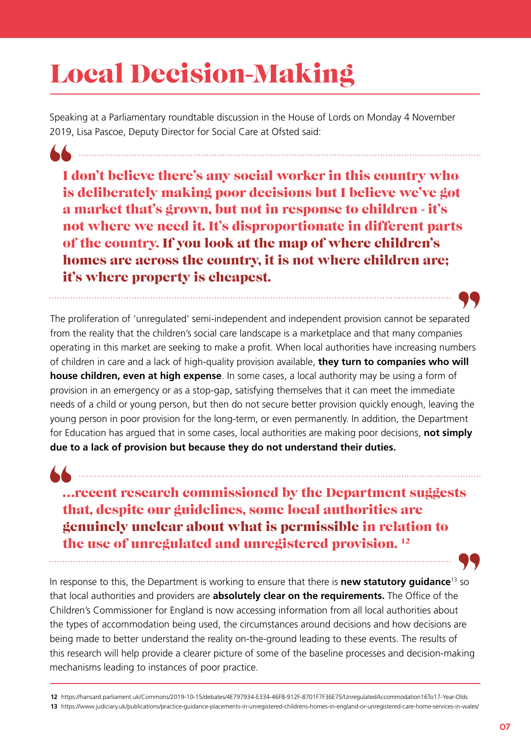# Local Decision-Making

Speaking at a Parliamentary roundtable discussion in the House of Lords on Monday 4 November 2019, Lisa Pascoe, Deputy Director for Social Care at Ofsted said:

> **I don't believe there's any social worker in this country who is deliberately making poor decisions but I believe we've got a market that's grown, but not in response to children - it's not where we need it. It's disproportionate in different parts of the country. If you look at the map of where children's homes are across the country, it is not where children are; it's where property is cheapest.**

The proliferation of 'unregulated' semi-independent and independent provision cannot be separated from the reality that the children's social care landscape is a marketplace and that many companies operating in this market are seeking to make a profit. When local authorities have increasing numbers of children in care and a lack of high-quality provision available, **they turn to companies who will house children, even at high expense**. In some cases, a local authority may be using a form of provision in an emergency or as a stop-gap, satisfying themselves that it can meet the immediate needs of a child or young person, but then do not secure better provision quickly enough, leaving the young person in poor provision for the long-term, or even permanently. In addition, the Department for Education has argued that in some cases, local authorities are making poor decisions, **not simply due to a lack of provision but because they do not understand their duties.**

> **...recent research commissioned by the Department suggests that, despite our guidelines, some local authorities are genuinely unclear about what is permissible in relation to the use of unregulated and unregistered provision.** [12]

In response to this, the Department is working to ensure that there is **new statutory guidance**[13] so that local authorities and providers are **absolutely clear on the requirements.** The Office of the Children's Commissioner for England is now accessing information from all local authorities about the types of accommodation being used, the circumstances around decisions and how decisions are being made to better understand the reality on-the-ground leading to these events. The results of this research will help provide a clearer picture of some of the baseline processes and decision-making mechanisms leading to instances of poor practice.

---

**12** https://hansard.parliament.uk/Commons/2019-10-15/debates/4E797934-E334-46F8-912F-8701F7F36E75/UnregulatedAccommodation16To17-Year-Olds

**13** https://www.judiciary.uk/publications/practice-guidance-placements-in-unregistered-childrens-homes-in-england-or-unregistered-care-home-services-in-wales/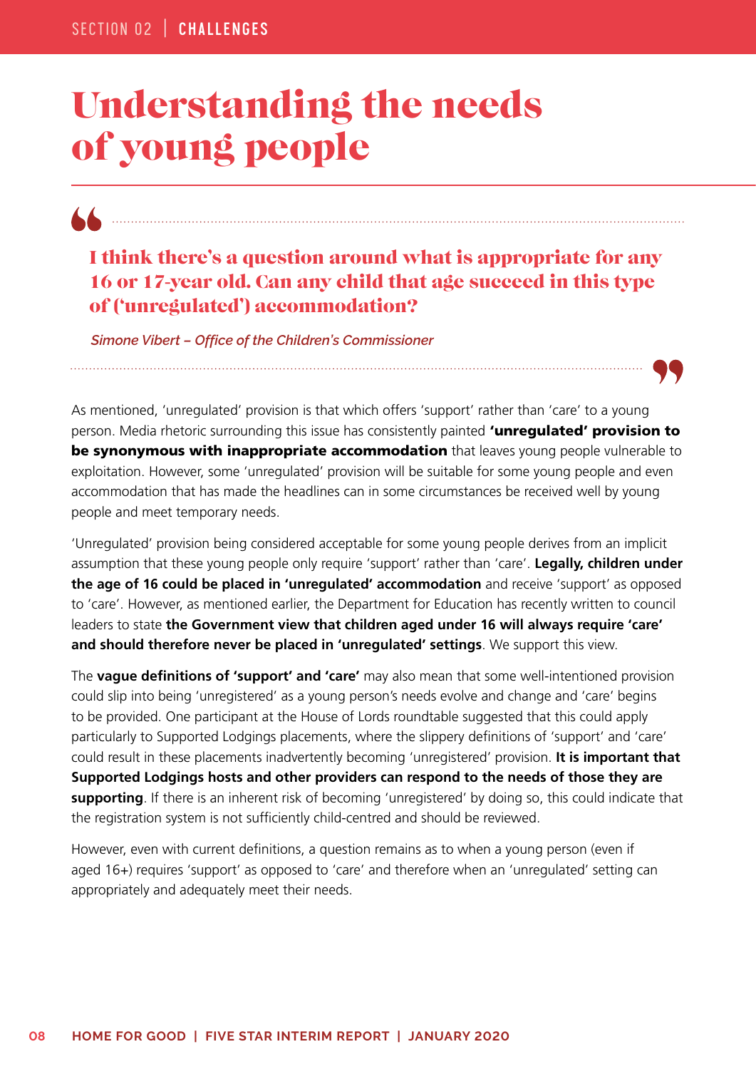# Understanding the needs of young people

> **I think there's a question around what is appropriate for any 16 or 17-year old. Can any child that age succeed in this type of ('unregulated') accommodation?**
>
> *Simone Vibert – Office of the Children's Commissioner*

As mentioned, 'unregulated' provision is that which offers 'support' rather than 'care' to a young person. Media rhetoric surrounding this issue has consistently painted **'unregulated' provision to be synonymous with inappropriate accommodation** that leaves young people vulnerable to exploitation. However, some 'unregulated' provision will be suitable for some young people and even accommodation that has made the headlines can in some circumstances be received well by young people and meet temporary needs.

'Unregulated' provision being considered acceptable for some young people derives from an implicit assumption that these young people only require 'support' rather than 'care'. **Legally, children under the age of 16 could be placed in 'unregulated' accommodation** and receive 'support' as opposed to 'care'. However, as mentioned earlier, the Department for Education has recently written to council leaders to state **the Government view that children aged under 16 will always require 'care' and should therefore never be placed in 'unregulated' settings**. We support this view.

The **vague definitions of 'support' and 'care'** may also mean that some well-intentioned provision could slip into being 'unregistered' as a young person's needs evolve and change and 'care' begins to be provided. One participant at the House of Lords roundtable suggested that this could apply particularly to Supported Lodgings placements, where the slippery definitions of 'support' and 'care' could result in these placements inadvertently becoming 'unregistered' provision. **It is important that Supported Lodgings hosts and other providers can respond to the needs of those they are supporting**. If there is an inherent risk of becoming 'unregistered' by doing so, this could indicate that the registration system is not sufficiently child-centred and should be reviewed.

However, even with current definitions, a question remains as to when a young person (even if aged 16+) requires 'support' as opposed to 'care' and therefore when an 'unregulated' setting can appropriately and adequately meet their needs.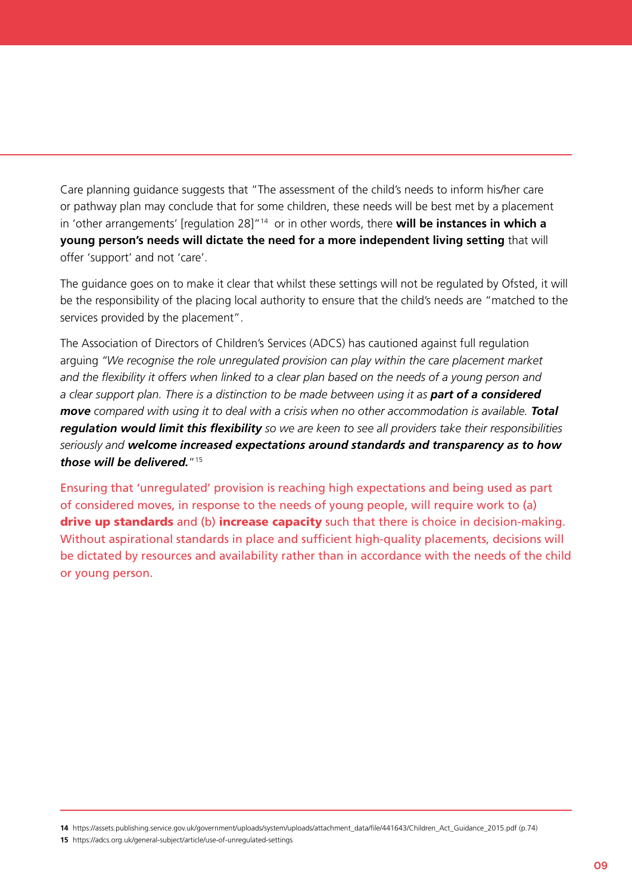Care planning guidance suggests that "The assessment of the child's needs to inform his/her care or pathway plan may conclude that for some children, these needs will be best met by a placement in 'other arrangements' [regulation 28]"[14] or in other words, there **will be instances in which a young person's needs will dictate the need for a more independent living setting** that will offer 'support' and not 'care'.

The guidance goes on to make it clear that whilst these settings will not be regulated by Ofsted, it will be the responsibility of the placing local authority to ensure that the child's needs are "matched to the services provided by the placement".

The Association of Directors of Children's Services (ADCS) has cautioned against full regulation arguing *"We recognise the role unregulated provision can play within the care placement market and the flexibility it offers when linked to a clear plan based on the needs of a young person and a clear support plan. There is a distinction to be made between using it as* ***part of a considered move*** *compared with using it to deal with a crisis when no other accommodation is available.* ***Total regulation would limit this flexibility*** *so we are keen to see all providers take their responsibilities seriously and* ***welcome increased expectations around standards and transparency as to how those will be delivered.****"*[15]

Ensuring that 'unregulated' provision is reaching high expectations and being used as part of considered moves, in response to the needs of young people, will require work to (a) **drive up standards** and (b) **increase capacity** such that there is choice in decision-making. Without aspirational standards in place and sufficient high-quality placements, decisions will be dictated by resources and availability rather than in accordance with the needs of the child or young person.

---

**14** https://assets.publishing.service.gov.uk/government/uploads/system/uploads/attachment_data/file/441643/Children_Act_Guidance_2015.pdf (p.74)

**15** https://adcs.org.uk/general-subject/article/use-of-unregulated-settings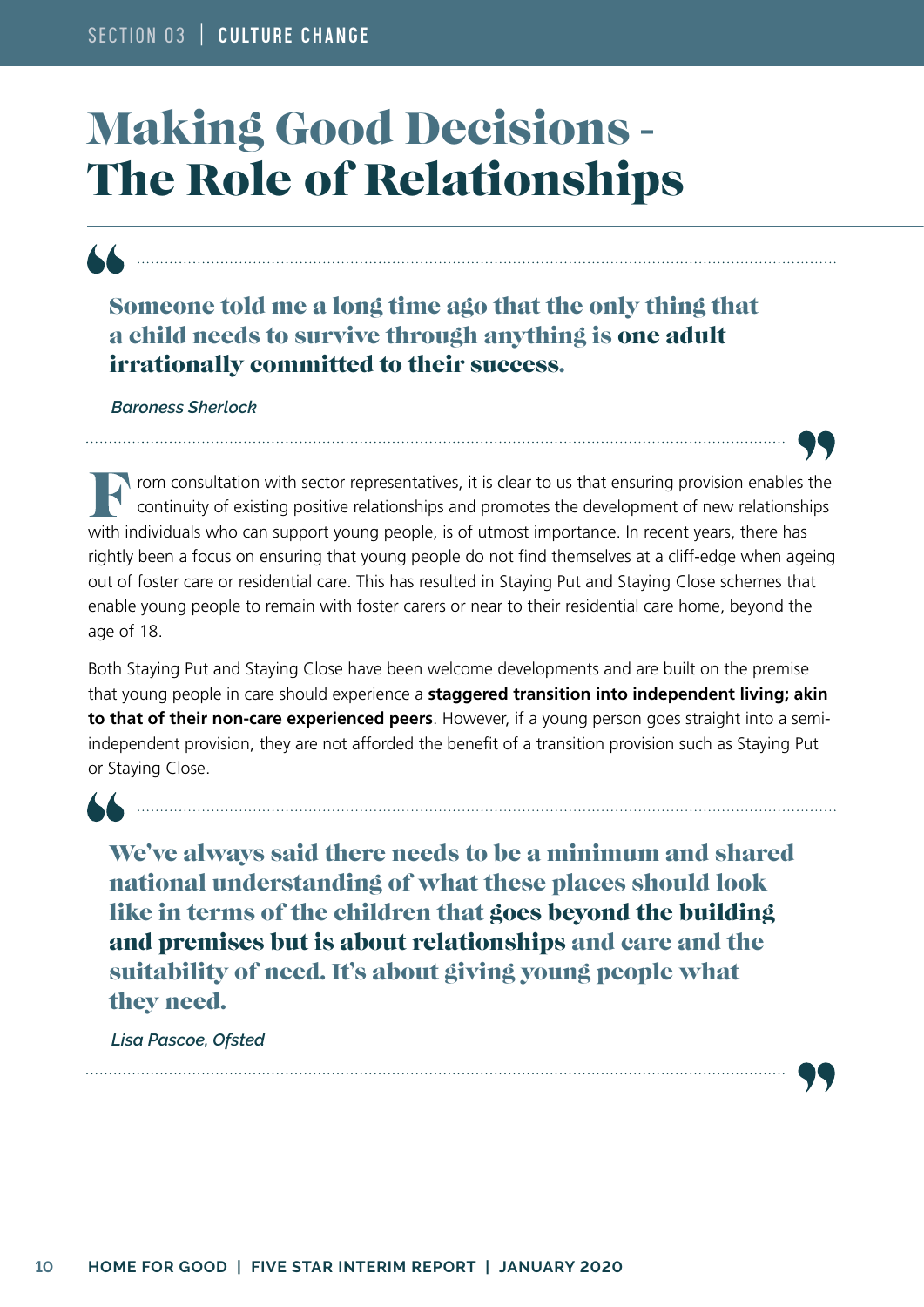# Making Good Decisions - The Role of Relationships

> **Someone told me a long time ago that the only thing that a child needs to survive through anything is one adult irrationally committed to their success.**
>
> *Baroness Sherlock*

From consultation with sector representatives, it is clear to us that ensuring provision enables the continuity of existing positive relationships and promotes the development of new relationships with individuals who can support young people, is of utmost importance. In recent years, there has rightly been a focus on ensuring that young people do not find themselves at a cliff-edge when ageing out of foster care or residential care. This has resulted in Staying Put and Staying Close schemes that enable young people to remain with foster carers or near to their residential care home, beyond the age of 18.

Both Staying Put and Staying Close have been welcome developments and are built on the premise that young people in care should experience a **staggered transition into independent living; akin to that of their non-care experienced peers**. However, if a young person goes straight into a semi-independent provision, they are not afforded the benefit of a transition provision such as Staying Put or Staying Close.

> **We've always said there needs to be a minimum and shared national understanding of what these places should look like in terms of the children that goes beyond the building and premises but is about relationships and care and the suitability of need. It's about giving young people what they need.**
>
> *Lisa Pascoe, Ofsted*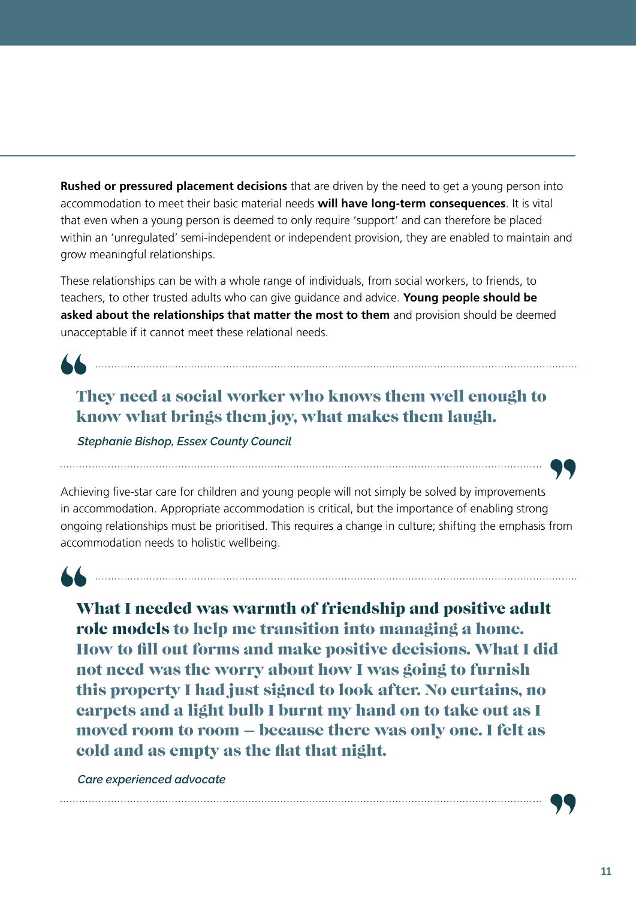**Rushed or pressured placement decisions** that are driven by the need to get a young person into accommodation to meet their basic material needs **will have long-term consequences**. It is vital that even when a young person is deemed to only require 'support' and can therefore be placed within an 'unregulated' semi-independent or independent provision, they are enabled to maintain and grow meaningful relationships.

These relationships can be with a whole range of individuals, from social workers, to friends, to teachers, to other trusted adults who can give guidance and advice. **Young people should be asked about the relationships that matter the most to them** and provision should be deemed unacceptable if it cannot meet these relational needs.

> **They need a social worker who knows them well enough to know what brings them joy, what makes them laugh.**
>
> *Stephanie Bishop, Essex County Council*

Achieving five-star care for children and young people will not simply be solved by improvements in accommodation. Appropriate accommodation is critical, but the importance of enabling strong ongoing relationships must be prioritised. This requires a change in culture; shifting the emphasis from accommodation needs to holistic wellbeing.

> **What I needed was warmth of friendship and positive adult role models to help me transition into managing a home. How to fill out forms and make positive decisions. What I did not need was the worry about how I was going to furnish this property I had just signed to look after. No curtains, no carpets and a light bulb I burnt my hand on to take out as I moved room to room – because there was only one. I felt as cold and as empty as the flat that night.**
>
> *Care experienced advocate*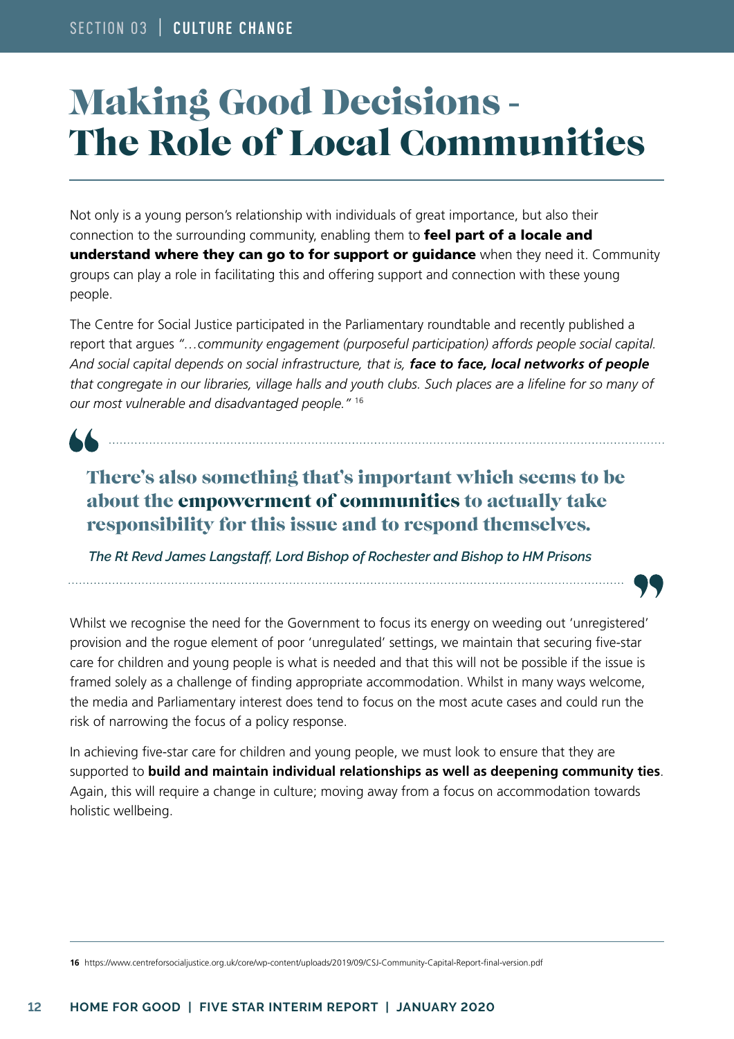# Making Good Decisions - The Role of Local Communities

Not only is a young person's relationship with individuals of great importance, but also their connection to the surrounding community, enabling them to **feel part of a locale and understand where they can go to for support or guidance** when they need it. Community groups can play a role in facilitating this and offering support and connection with these young people.

The Centre for Social Justice participated in the Parliamentary roundtable and recently published a report that argues *"…community engagement (purposeful participation) affords people social capital. And social capital depends on social infrastructure, that is,* ***face to face, local networks of people*** *that congregate in our libraries, village halls and youth clubs. Such places are a lifeline for so many of our most vulnerable and disadvantaged people."* [16]

> **There's also something that's important which seems to be about the empowerment of communities to actually take responsibility for this issue and to respond themselves.**
>
> *The Rt Revd James Langstaff, Lord Bishop of Rochester and Bishop to HM Prisons*

Whilst we recognise the need for the Government to focus its energy on weeding out 'unregistered' provision and the rogue element of poor 'unregulated' settings, we maintain that securing five-star care for children and young people is what is needed and that this will not be possible if the issue is framed solely as a challenge of finding appropriate accommodation. Whilst in many ways welcome, the media and Parliamentary interest does tend to focus on the most acute cases and could run the risk of narrowing the focus of a policy response.

In achieving five-star care for children and young people, we must look to ensure that they are supported to **build and maintain individual relationships as well as deepening community ties**. Again, this will require a change in culture; moving away from a focus on accommodation towards holistic wellbeing.

---

**16** https://www.centreforsocialjustice.org.uk/core/wp-content/uploads/2019/09/CSJ-Community-Capital-Report-final-version.pdf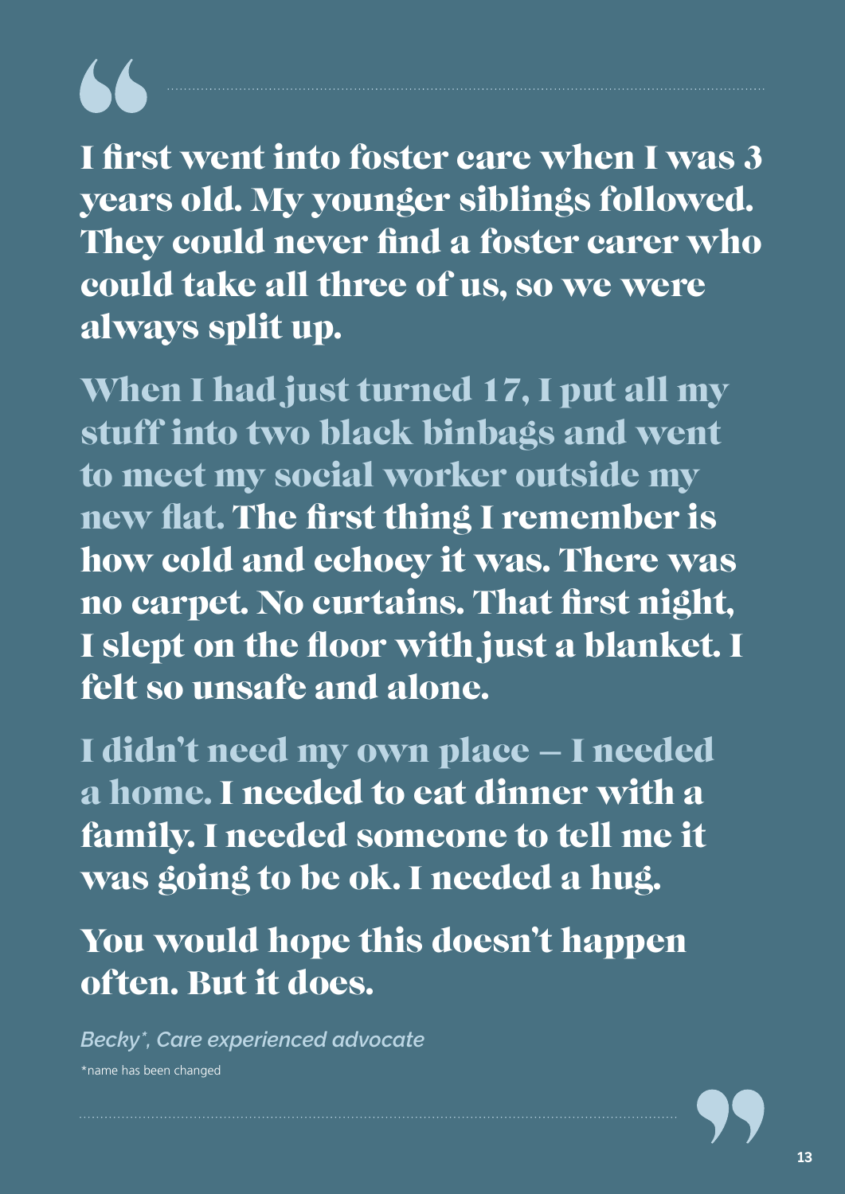**I first went into foster care when I was 3 years old. My younger siblings followed. They could never find a foster carer who could take all three of us, so we were always split up.**

**When I had just turned 17, I put all my stuff into two black binbags and went to meet my social worker outside my new flat. The first thing I remember is how cold and echoey it was. There was no carpet. No curtains. That first night, I slept on the floor with just a blanket. I felt so unsafe and alone.**

**I didn't need my own place – I needed a home. I needed to eat dinner with a family. I needed someone to tell me it was going to be ok. I needed a hug.**

**You would hope this doesn't happen often. But it does.**

*Becky*, Care experienced advocate*

*name has been changed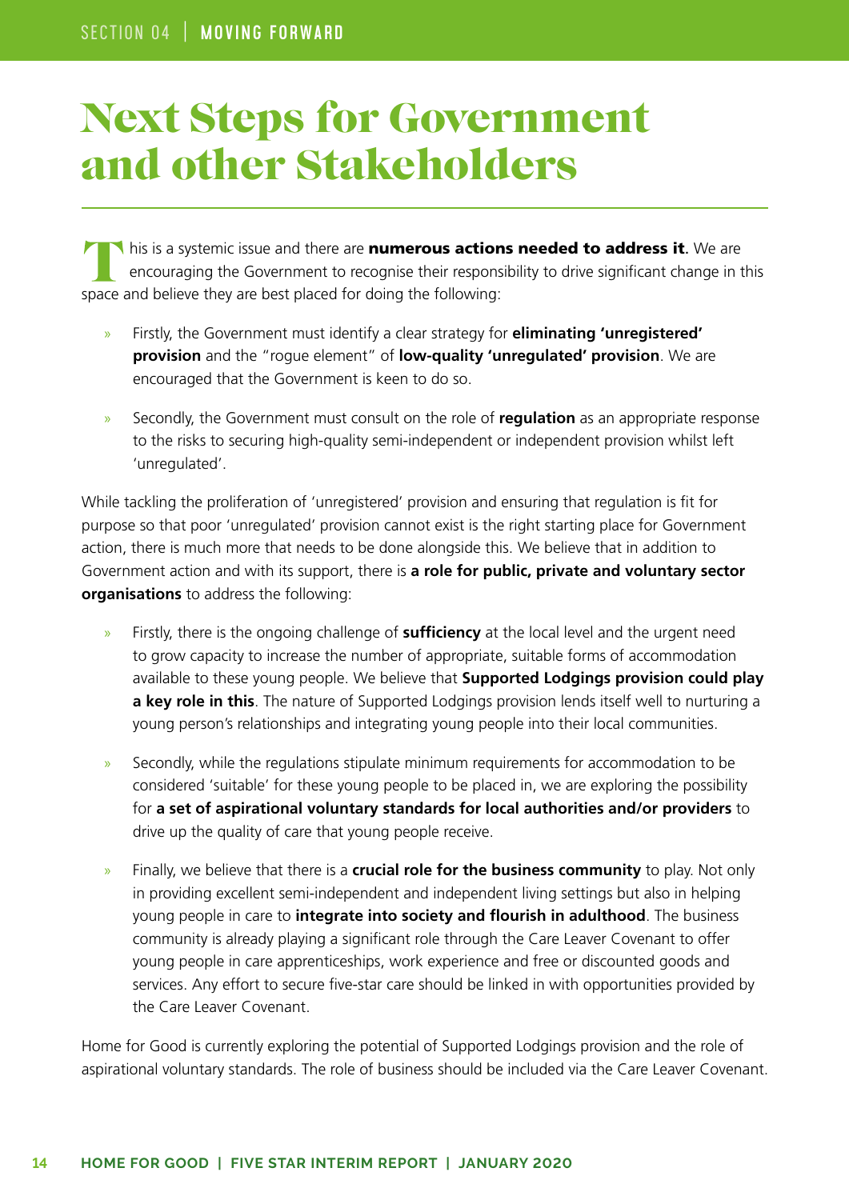# Next Steps for Government and other Stakeholders

This is a systemic issue and there are **numerous actions needed to address it.** We are encouraging the Government to recognise their responsibility to drive significant change in this space and believe they are best placed for doing the following:

- Firstly, the Government must identify a clear strategy for **eliminating 'unregistered' provision** and the "rogue element" of **low-quality 'unregulated' provision**. We are encouraged that the Government is keen to do so.
- Secondly, the Government must consult on the role of **regulation** as an appropriate response to the risks to securing high-quality semi-independent or independent provision whilst left 'unregulated'.

While tackling the proliferation of 'unregistered' provision and ensuring that regulation is fit for purpose so that poor 'unregulated' provision cannot exist is the right starting place for Government action, there is much more that needs to be done alongside this. We believe that in addition to Government action and with its support, there is **a role for public, private and voluntary sector organisations** to address the following:

- Firstly, there is the ongoing challenge of **sufficiency** at the local level and the urgent need to grow capacity to increase the number of appropriate, suitable forms of accommodation available to these young people. We believe that **Supported Lodgings provision could play a key role in this**. The nature of Supported Lodgings provision lends itself well to nurturing a young person's relationships and integrating young people into their local communities.
- Secondly, while the regulations stipulate minimum requirements for accommodation to be considered 'suitable' for these young people to be placed in, we are exploring the possibility for **a set of aspirational voluntary standards for local authorities and/or providers** to drive up the quality of care that young people receive.
- Finally, we believe that there is a **crucial role for the business community** to play. Not only in providing excellent semi-independent and independent living settings but also in helping young people in care to **integrate into society and flourish in adulthood**. The business community is already playing a significant role through the Care Leaver Covenant to offer young people in care apprenticeships, work experience and free or discounted goods and services. Any effort to secure five-star care should be linked in with opportunities provided by the Care Leaver Covenant.

Home for Good is currently exploring the potential of Supported Lodgings provision and the role of aspirational voluntary standards. The role of business should be included via the Care Leaver Covenant.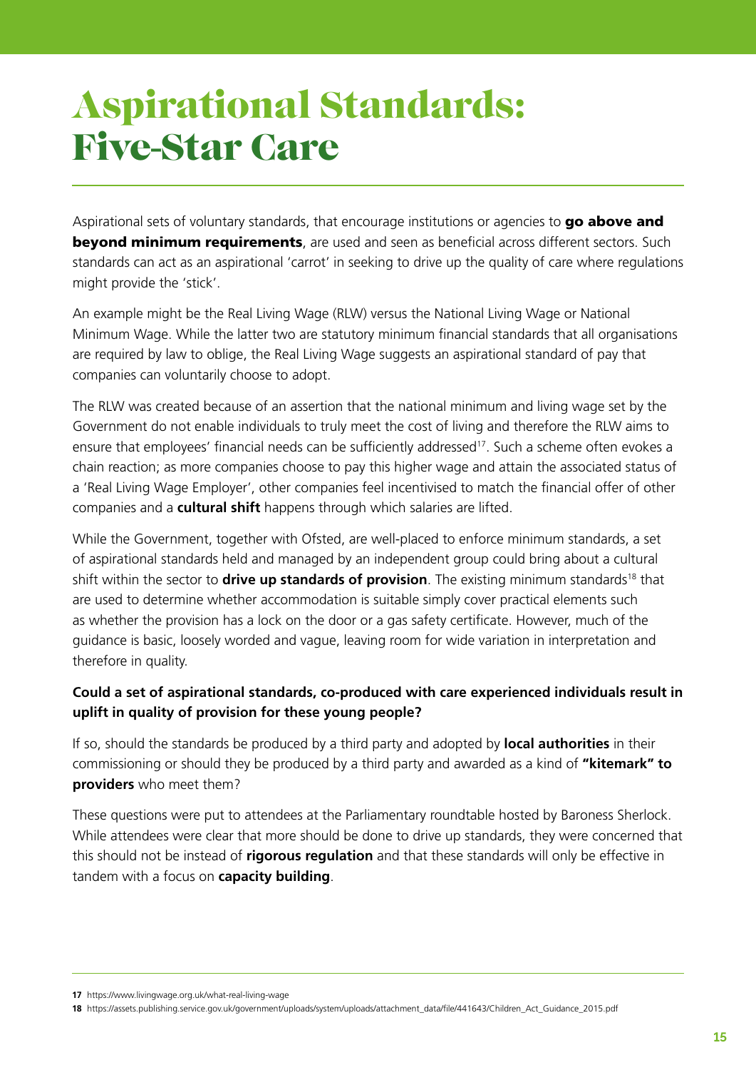# Aspirational Standards: Five-Star Care

Aspirational sets of voluntary standards, that encourage institutions or agencies to **go above and beyond minimum requirements**, are used and seen as beneficial across different sectors. Such standards can act as an aspirational 'carrot' in seeking to drive up the quality of care where regulations might provide the 'stick'.

An example might be the Real Living Wage (RLW) versus the National Living Wage or National Minimum Wage. While the latter two are statutory minimum financial standards that all organisations are required by law to oblige, the Real Living Wage suggests an aspirational standard of pay that companies can voluntarily choose to adopt.

The RLW was created because of an assertion that the national minimum and living wage set by the Government do not enable individuals to truly meet the cost of living and therefore the RLW aims to ensure that employees' financial needs can be sufficiently addressed[17]. Such a scheme often evokes a chain reaction; as more companies choose to pay this higher wage and attain the associated status of a 'Real Living Wage Employer', other companies feel incentivised to match the financial offer of other companies and a **cultural shift** happens through which salaries are lifted.

While the Government, together with Ofsted, are well-placed to enforce minimum standards, a set of aspirational standards held and managed by an independent group could bring about a cultural shift within the sector to **drive up standards of provision**. The existing minimum standards[18] that are used to determine whether accommodation is suitable simply cover practical elements such as whether the provision has a lock on the door or a gas safety certificate. However, much of the guidance is basic, loosely worded and vague, leaving room for wide variation in interpretation and therefore in quality.

**Could a set of aspirational standards, co-produced with care experienced individuals result in uplift in quality of provision for these young people?**

If so, should the standards be produced by a third party and adopted by **local authorities** in their commissioning or should they be produced by a third party and awarded as a kind of **"kitemark" to providers** who meet them?

These questions were put to attendees at the Parliamentary roundtable hosted by Baroness Sherlock. While attendees were clear that more should be done to drive up standards, they were concerned that this should not be instead of **rigorous regulation** and that these standards will only be effective in tandem with a focus on **capacity building**.

---

**17** https://www.livingwage.org.uk/what-real-living-wage

**18** https://assets.publishing.service.gov.uk/government/uploads/system/uploads/attachment_data/file/441643/Children_Act_Guidance_2015.pdf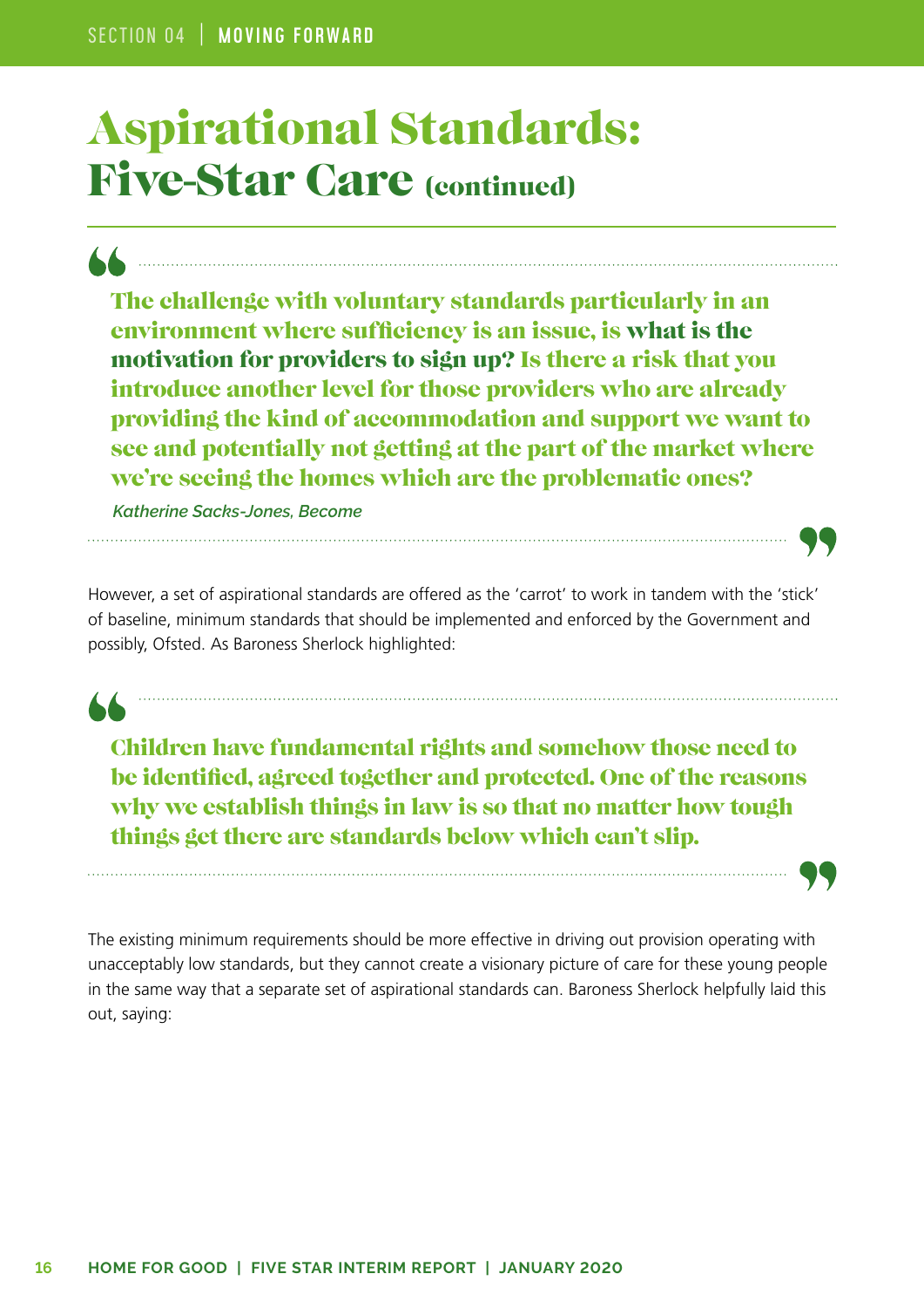# Aspirational Standards: Five-Star Care (continued)

> **The challenge with voluntary standards particularly in an environment where sufficiency is an issue, is what is the motivation for providers to sign up? Is there a risk that you introduce another level for those providers who are already providing the kind of accommodation and support we want to see and potentially not getting at the part of the market where we're seeing the homes which are the problematic ones?**
>
> *Katherine Sacks-Jones, Become*

However, a set of aspirational standards are offered as the 'carrot' to work in tandem with the 'stick' of baseline, minimum standards that should be implemented and enforced by the Government and possibly, Ofsted. As Baroness Sherlock highlighted:

> **Children have fundamental rights and somehow those need to be identified, agreed together and protected. One of the reasons why we establish things in law is so that no matter how tough things get there are standards below which can't slip.**

The existing minimum requirements should be more effective in driving out provision operating with unacceptably low standards, but they cannot create a visionary picture of care for these young people in the same way that a separate set of aspirational standards can. Baroness Sherlock helpfully laid this out, saying: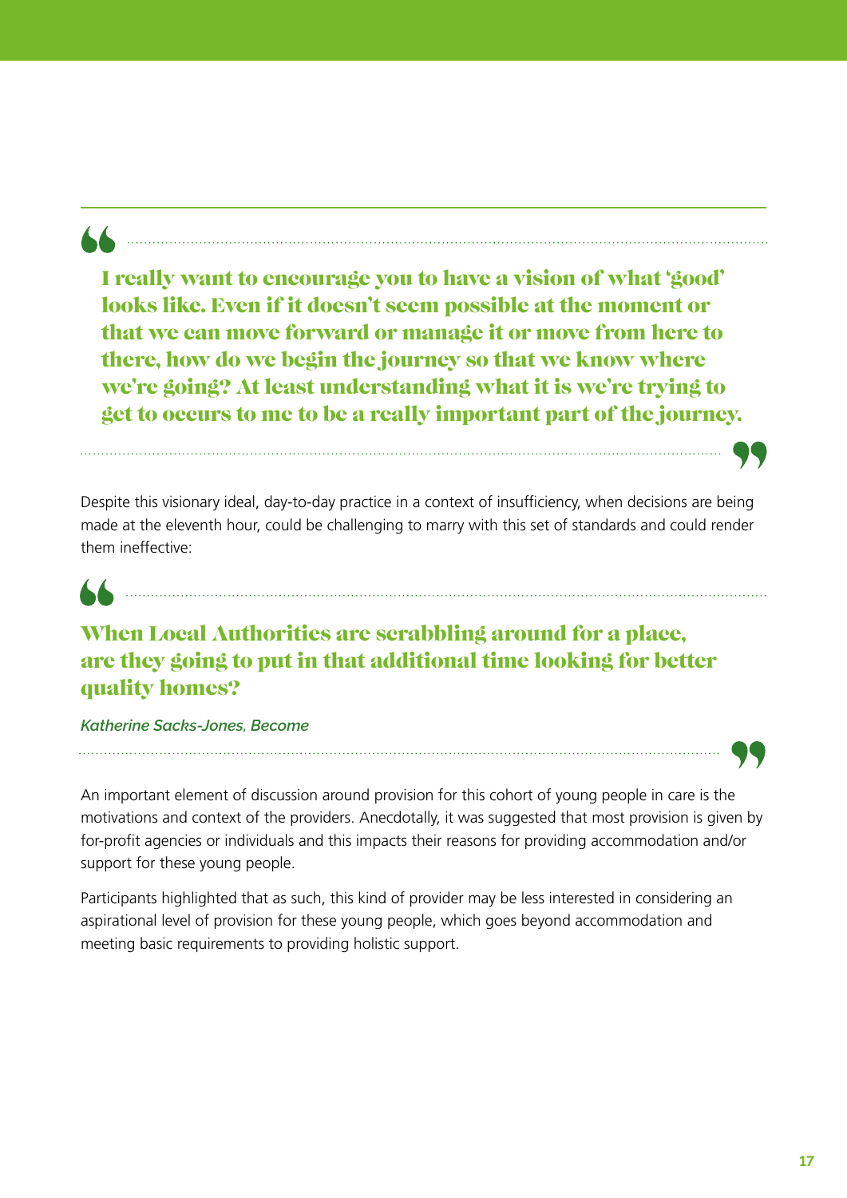> **I really want to encourage you to have a vision of what 'good' looks like. Even if it doesn't seem possible at the moment or that we can move forward or manage it or move from here to there, how do we begin the journey so that we know where we're going? At least understanding what it is we're trying to get to occurs to me to be a really important part of the journey.**

Despite this visionary ideal, day-to-day practice in a context of insufficiency, when decisions are being made at the eleventh hour, could be challenging to marry with this set of standards and could render them ineffective:

> **When Local Authorities are scrabbling around for a place, are they going to put in that additional time looking for better quality homes?**
>
> *Katherine Sacks-Jones, Become*

An important element of discussion around provision for this cohort of young people in care is the motivations and context of the providers. Anecdotally, it was suggested that most provision is given by for-profit agencies or individuals and this impacts their reasons for providing accommodation and/or support for these young people.

Participants highlighted that as such, this kind of provider may be less interested in considering an aspirational level of provision for these young people, which goes beyond accommodation and meeting basic requirements to providing holistic support.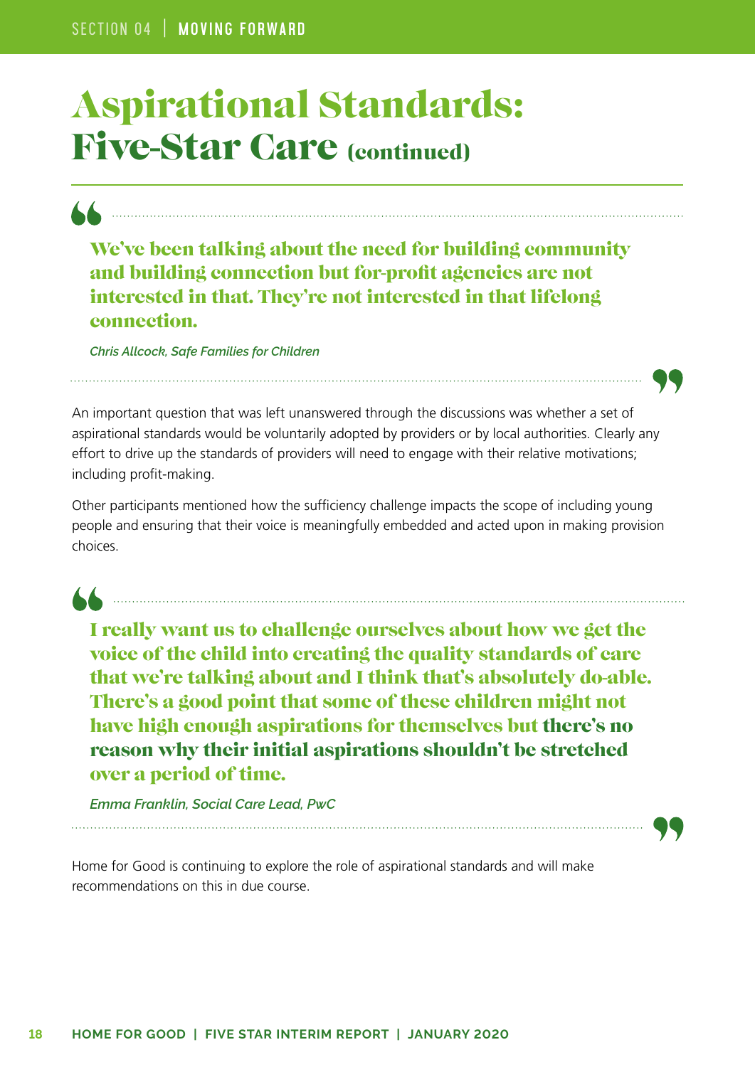# Aspirational Standards: Five-Star Care (continued)

> **We've been talking about the need for building community and building connection but for-profit agencies are not interested in that. They're not interested in that lifelong connection.**
>
> *Chris Allcock, Safe Families for Children*

An important question that was left unanswered through the discussions was whether a set of aspirational standards would be voluntarily adopted by providers or by local authorities. Clearly any effort to drive up the standards of providers will need to engage with their relative motivations; including profit-making.

Other participants mentioned how the sufficiency challenge impacts the scope of including young people and ensuring that their voice is meaningfully embedded and acted upon in making provision choices.

> **I really want us to challenge ourselves about how we get the voice of the child into creating the quality standards of care that we're talking about and I think that's absolutely do-able. There's a good point that some of these children might not have high enough aspirations for themselves but there's no reason why their initial aspirations shouldn't be stretched over a period of time.**
>
> *Emma Franklin, Social Care Lead, PwC*

Home for Good is continuing to explore the role of aspirational standards and will make recommendations on this in due course.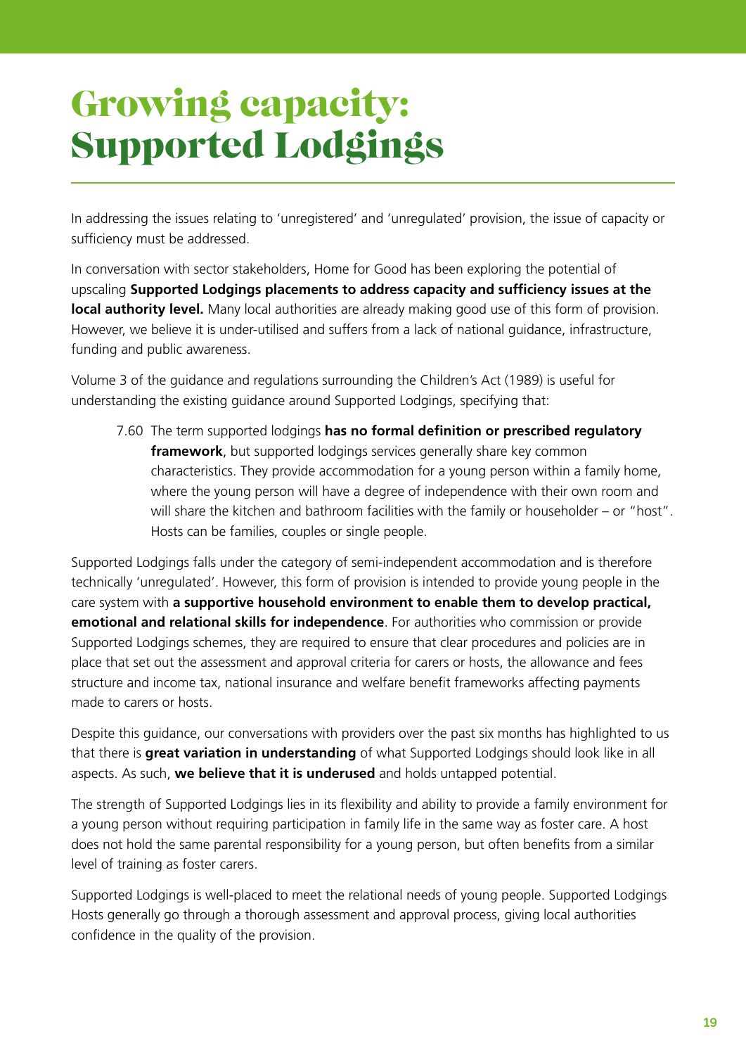# Growing capacity: Supported Lodgings

In addressing the issues relating to 'unregistered' and 'unregulated' provision, the issue of capacity or sufficiency must be addressed.

In conversation with sector stakeholders, Home for Good has been exploring the potential of upscaling **Supported Lodgings placements to address capacity and sufficiency issues at the local authority level.** Many local authorities are already making good use of this form of provision. However, we believe it is under-utilised and suffers from a lack of national guidance, infrastructure, funding and public awareness.

Volume 3 of the guidance and regulations surrounding the Children's Act (1989) is useful for understanding the existing guidance around Supported Lodgings, specifying that:

> 7.60 The term supported lodgings **has no formal definition or prescribed regulatory framework**, but supported lodgings services generally share key common characteristics. They provide accommodation for a young person within a family home, where the young person will have a degree of independence with their own room and will share the kitchen and bathroom facilities with the family or householder – or "host". Hosts can be families, couples or single people.

Supported Lodgings falls under the category of semi-independent accommodation and is therefore technically 'unregulated'. However, this form of provision is intended to provide young people in the care system with **a supportive household environment to enable them to develop practical, emotional and relational skills for independence**. For authorities who commission or provide Supported Lodgings schemes, they are required to ensure that clear procedures and policies are in place that set out the assessment and approval criteria for carers or hosts, the allowance and fees structure and income tax, national insurance and welfare benefit frameworks affecting payments made to carers or hosts.

Despite this guidance, our conversations with providers over the past six months has highlighted to us that there is **great variation in understanding** of what Supported Lodgings should look like in all aspects. As such, **we believe that it is underused** and holds untapped potential.

The strength of Supported Lodgings lies in its flexibility and ability to provide a family environment for a young person without requiring participation in family life in the same way as foster care. A host does not hold the same parental responsibility for a young person, but often benefits from a similar level of training as foster carers.

Supported Lodgings is well-placed to meet the relational needs of young people. Supported Lodgings Hosts generally go through a thorough assessment and approval process, giving local authorities confidence in the quality of the provision.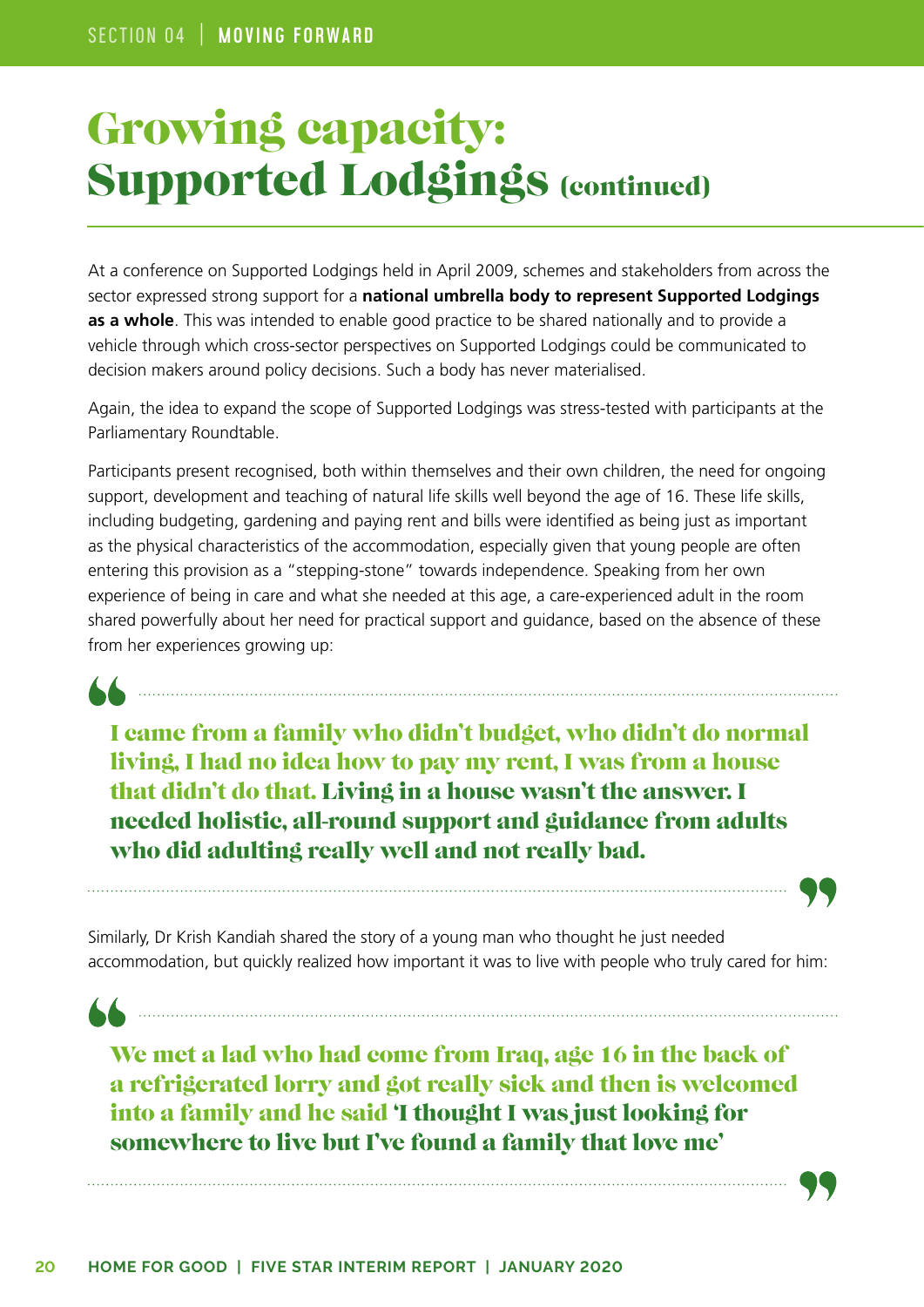# Growing capacity: Supported Lodgings (continued)

At a conference on Supported Lodgings held in April 2009, schemes and stakeholders from across the sector expressed strong support for a **national umbrella body to represent Supported Lodgings as a whole**. This was intended to enable good practice to be shared nationally and to provide a vehicle through which cross-sector perspectives on Supported Lodgings could be communicated to decision makers around policy decisions. Such a body has never materialised.

Again, the idea to expand the scope of Supported Lodgings was stress-tested with participants at the Parliamentary Roundtable.

Participants present recognised, both within themselves and their own children, the need for ongoing support, development and teaching of natural life skills well beyond the age of 16. These life skills, including budgeting, gardening and paying rent and bills were identified as being just as important as the physical characteristics of the accommodation, especially given that young people are often entering this provision as a "stepping-stone" towards independence. Speaking from her own experience of being in care and what she needed at this age, a care-experienced adult in the room shared powerfully about her need for practical support and guidance, based on the absence of these from her experiences growing up:

> **I came from a family who didn't budget, who didn't do normal living, I had no idea how to pay my rent, I was from a house that didn't do that. Living in a house wasn't the answer. I needed holistic, all-round support and guidance from adults who did adulting really well and not really bad.**

Similarly, Dr Krish Kandiah shared the story of a young man who thought he just needed accommodation, but quickly realized how important it was to live with people who truly cared for him:

> **We met a lad who had come from Iraq, age 16 in the back of a refrigerated lorry and got really sick and then is welcomed into a family and he said 'I thought I was just looking for somewhere to live but I've found a family that love me'**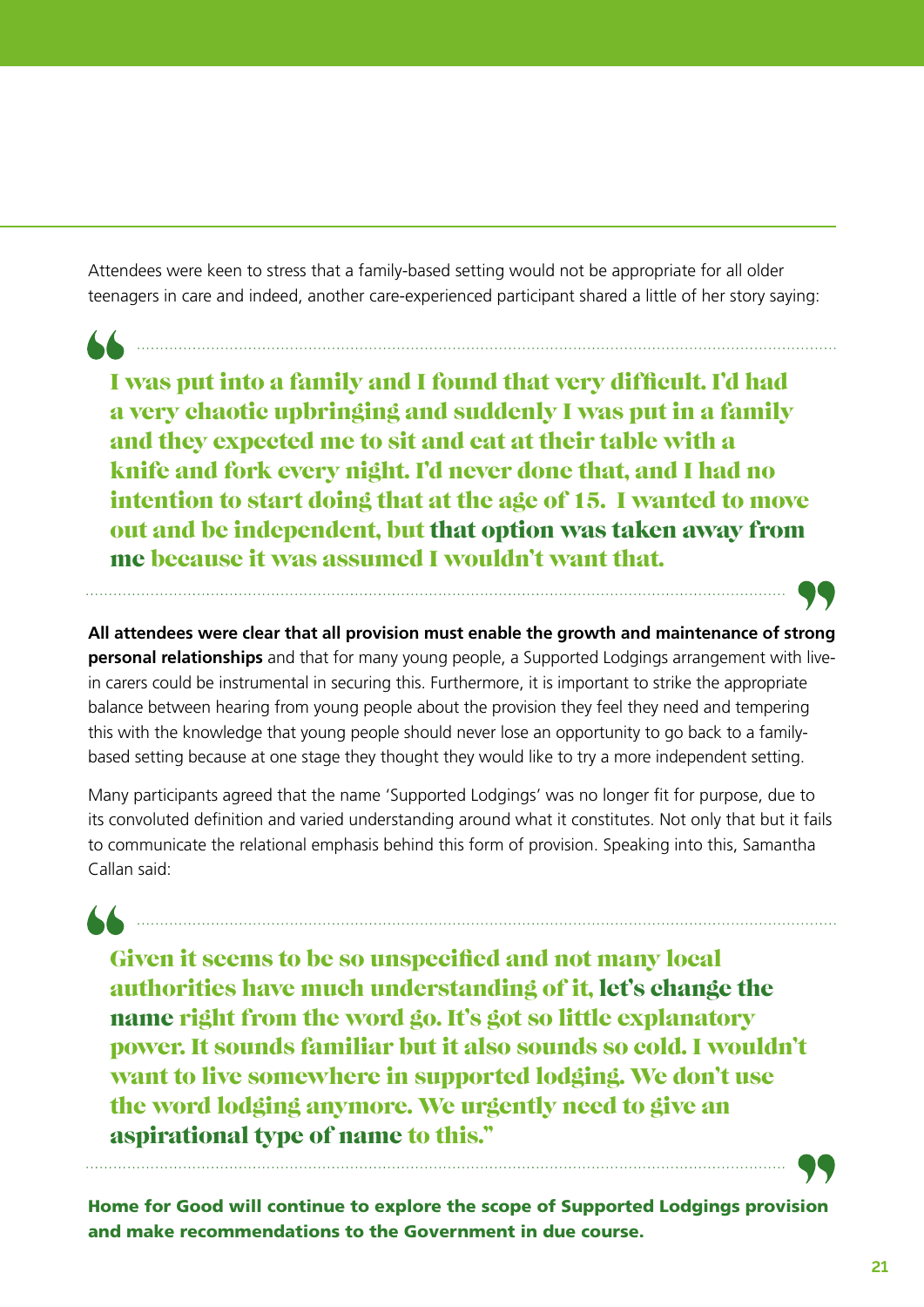Attendees were keen to stress that a family-based setting would not be appropriate for all older teenagers in care and indeed, another care-experienced participant shared a little of her story saying:

> **I was put into a family and I found that very difficult. I'd had a very chaotic upbringing and suddenly I was put in a family and they expected me to sit and eat at their table with a knife and fork every night. I'd never done that, and I had no intention to start doing that at the age of 15. I wanted to move out and be independent, but that option was taken away from me because it was assumed I wouldn't want that.**

**All attendees were clear that all provision must enable the growth and maintenance of strong personal relationships** and that for many young people, a Supported Lodgings arrangement with live-in carers could be instrumental in securing this. Furthermore, it is important to strike the appropriate balance between hearing from young people about the provision they feel they need and tempering this with the knowledge that young people should never lose an opportunity to go back to a family-based setting because at one stage they thought they would like to try a more independent setting.

Many participants agreed that the name 'Supported Lodgings' was no longer fit for purpose, due to its convoluted definition and varied understanding around what it constitutes. Not only that but it fails to communicate the relational emphasis behind this form of provision. Speaking into this, Samantha Callan said:

> **Given it seems to be so unspecified and not many local authorities have much understanding of it, let's change the name right from the word go. It's got so little explanatory power. It sounds familiar but it also sounds so cold. I wouldn't want to live somewhere in supported lodging. We don't use the word lodging anymore. We urgently need to give an aspirational type of name to this."**

**Home for Good will continue to explore the scope of Supported Lodgings provision and make recommendations to the Government in due course.**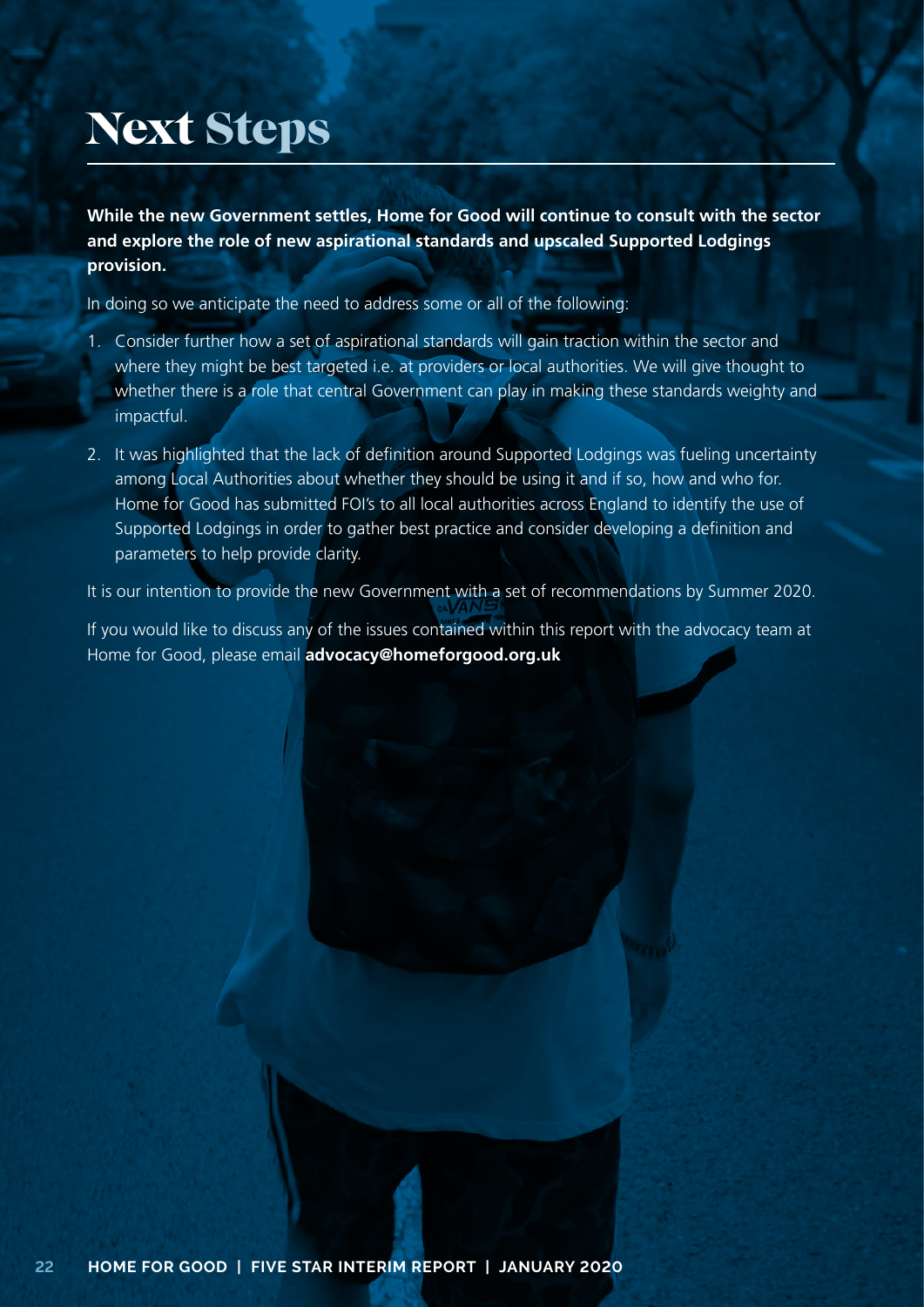# Next Steps

**While the new Government settles, Home for Good will continue to consult with the sector and explore the role of new aspirational standards and upscaled Supported Lodgings provision.**

In doing so we anticipate the need to address some or all of the following:

1. Consider further how a set of aspirational standards will gain traction within the sector and where they might be best targeted i.e. at providers or local authorities. We will give thought to whether there is a role that central Government can play in making these standards weighty and impactful.
2. It was highlighted that the lack of definition around Supported Lodgings was fueling uncertainty among Local Authorities about whether they should be using it and if so, how and who for. Home for Good has submitted FOI's to all local authorities across England to identify the use of Supported Lodgings in order to gather best practice and consider developing a definition and parameters to help provide clarity.

It is our intention to provide the new Government with a set of recommendations by Summer 2020.

If you would like to discuss any of the issues contained within this report with the advocacy team at Home for Good, please email **advocacy@homeforgood.org.uk**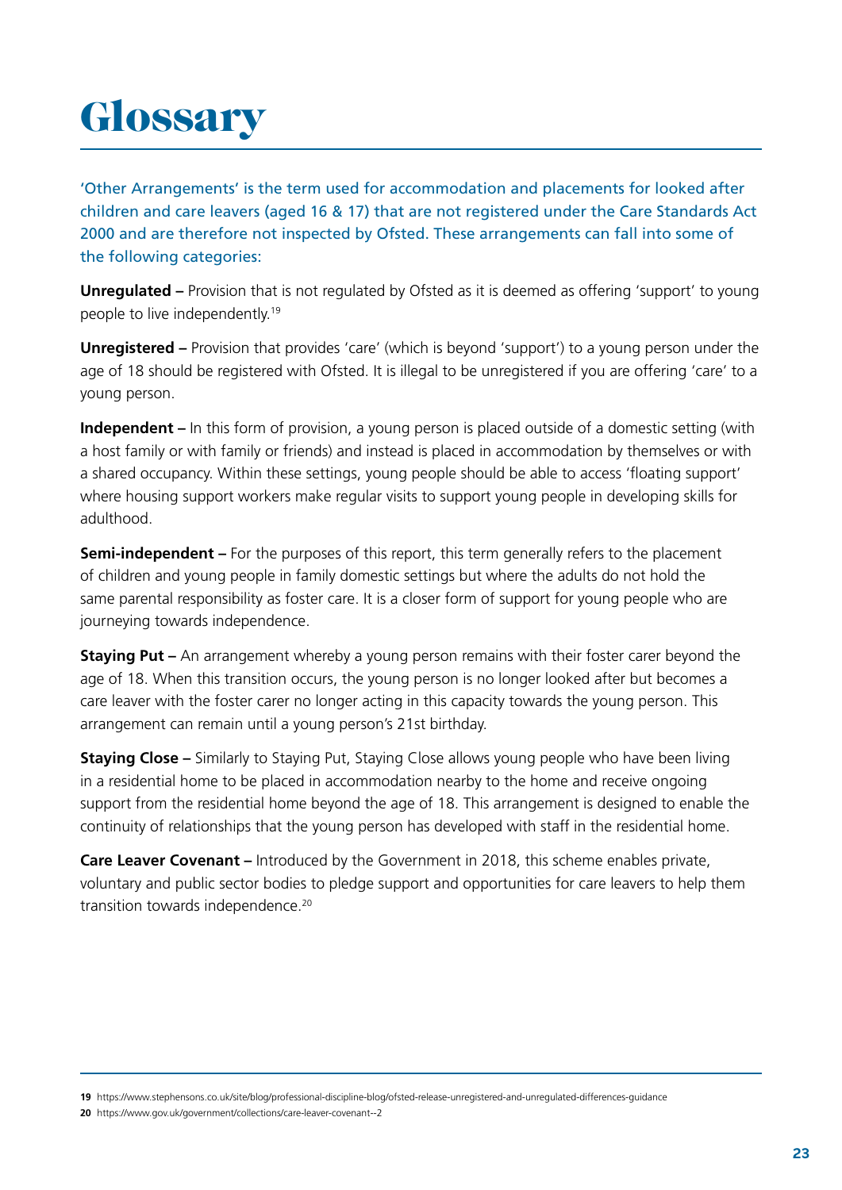# Glossary

'Other Arrangements' is the term used for accommodation and placements for looked after children and care leavers (aged 16 & 17) that are not registered under the Care Standards Act 2000 and are therefore not inspected by Ofsted. These arrangements can fall into some of the following categories:

**Unregulated –** Provision that is not regulated by Ofsted as it is deemed as offering 'support' to young people to live independently.[19]

**Unregistered –** Provision that provides 'care' (which is beyond 'support') to a young person under the age of 18 should be registered with Ofsted. It is illegal to be unregistered if you are offering 'care' to a young person.

**Independent –** In this form of provision, a young person is placed outside of a domestic setting (with a host family or with family or friends) and instead is placed in accommodation by themselves or with a shared occupancy. Within these settings, young people should be able to access 'floating support' where housing support workers make regular visits to support young people in developing skills for adulthood.

**Semi-independent –** For the purposes of this report, this term generally refers to the placement of children and young people in family domestic settings but where the adults do not hold the same parental responsibility as foster care. It is a closer form of support for young people who are journeying towards independence.

**Staying Put –** An arrangement whereby a young person remains with their foster carer beyond the age of 18. When this transition occurs, the young person is no longer looked after but becomes a care leaver with the foster carer no longer acting in this capacity towards the young person. This arrangement can remain until a young person's 21st birthday.

**Staying Close –** Similarly to Staying Put, Staying Close allows young people who have been living in a residential home to be placed in accommodation nearby to the home and receive ongoing support from the residential home beyond the age of 18. This arrangement is designed to enable the continuity of relationships that the young person has developed with staff in the residential home.

**Care Leaver Covenant –** Introduced by the Government in 2018, this scheme enables private, voluntary and public sector bodies to pledge support and opportunities for care leavers to help them transition towards independence.[20]

---

**19** https://www.stephensons.co.uk/site/blog/professional-discipline-blog/ofsted-release-unregistered-and-unregulated-differences-guidance

**20** https://www.gov.uk/government/collections/care-leaver-covenant--2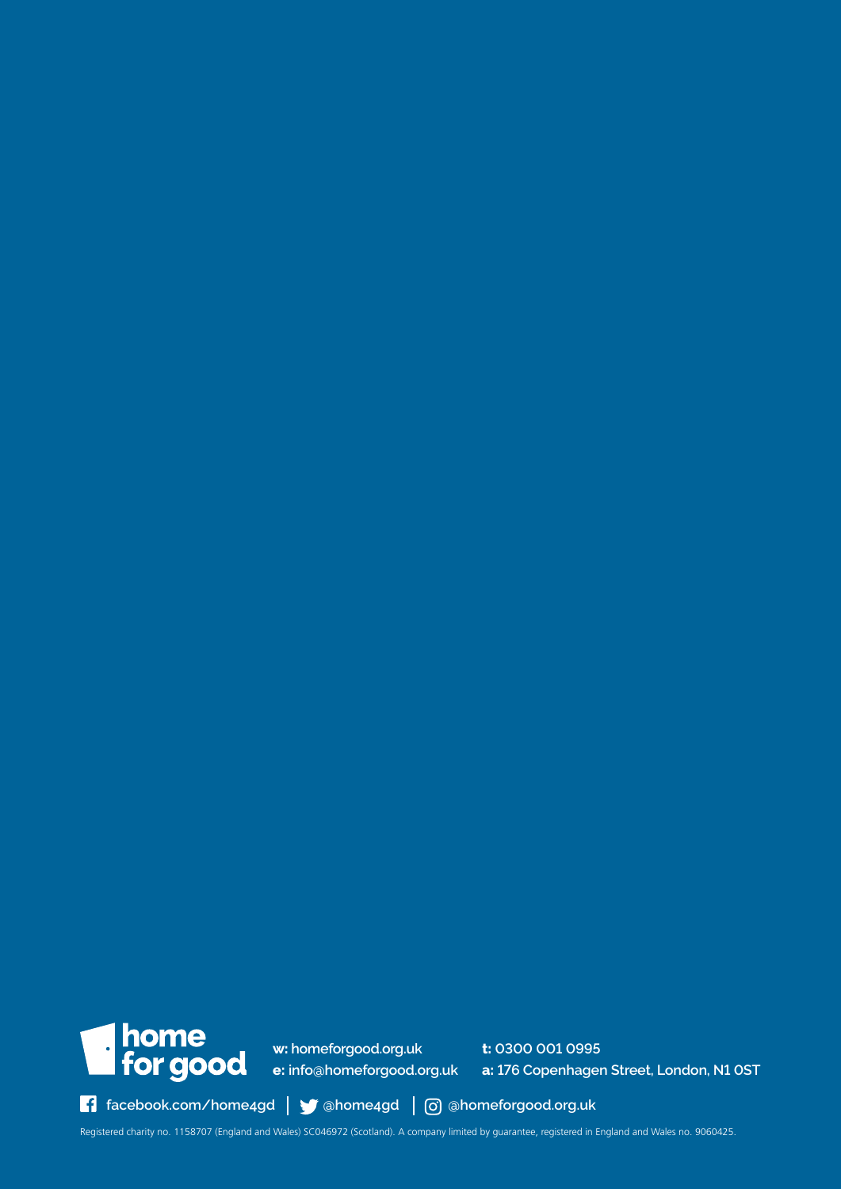home for good

**w:** homeforgood.org.uk
**e:** info@homeforgood.org.uk

**t:** 0300 001 0995
**a:** 176 Copenhagen Street, London, N1 0ST

facebook.com/home4gd | @home4gd | @homeforgood.org.uk

Registered charity no. 1158707 (England and Wales) SC046972 (Scotland). A company limited by guarantee, registered in England and Wales no. 9060425.